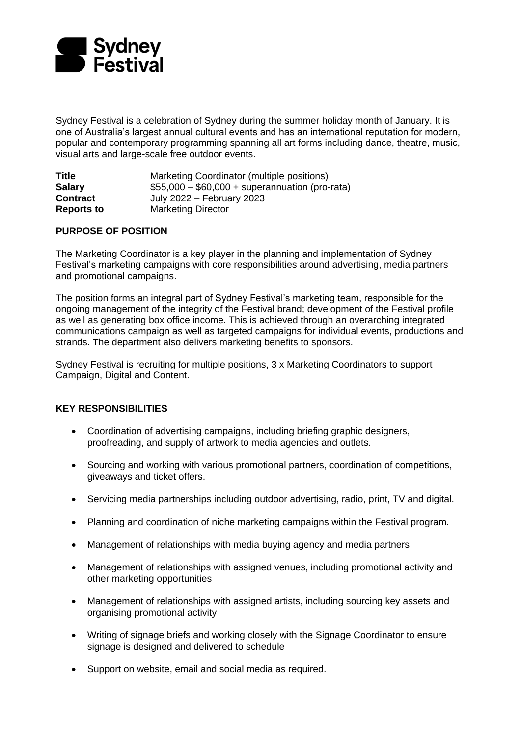Sydney Festival

Sydney Festival is a celebration of Sydney during the summer holiday month of January. It is one of Australia's largest annual cultural events and has an international reputation for modern, popular and contemporary programming spanning all art forms including dance, theatre, music, visual arts and large-scale free outdoor events.

| | |
|---|---|
| **Title** | Marketing Coordinator (multiple positions) |
| **Salary** | $55,000 – $60,000 + superannuation (pro-rata) |
| **Contract** | July 2022 – February 2023 |
| **Reports to** | Marketing Director |

## PURPOSE OF POSITION

The Marketing Coordinator is a key player in the planning and implementation of Sydney Festival's marketing campaigns with core responsibilities around advertising, media partners and promotional campaigns.

The position forms an integral part of Sydney Festival's marketing team, responsible for the ongoing management of the integrity of the Festival brand; development of the Festival profile as well as generating box office income. This is achieved through an overarching integrated communications campaign as well as targeted campaigns for individual events, productions and strands. The department also delivers marketing benefits to sponsors.

Sydney Festival is recruiting for multiple positions, 3 x Marketing Coordinators to support Campaign, Digital and Content.

## KEY RESPONSIBILITIES

- Coordination of advertising campaigns, including briefing graphic designers, proofreading, and supply of artwork to media agencies and outlets.
- Sourcing and working with various promotional partners, coordination of competitions, giveaways and ticket offers.
- Servicing media partnerships including outdoor advertising, radio, print, TV and digital.
- Planning and coordination of niche marketing campaigns within the Festival program.
- Management of relationships with media buying agency and media partners
- Management of relationships with assigned venues, including promotional activity and other marketing opportunities
- Management of relationships with assigned artists, including sourcing key assets and organising promotional activity
- Writing of signage briefs and working closely with the Signage Coordinator to ensure signage is designed and delivered to schedule
- Support on website, email and social media as required.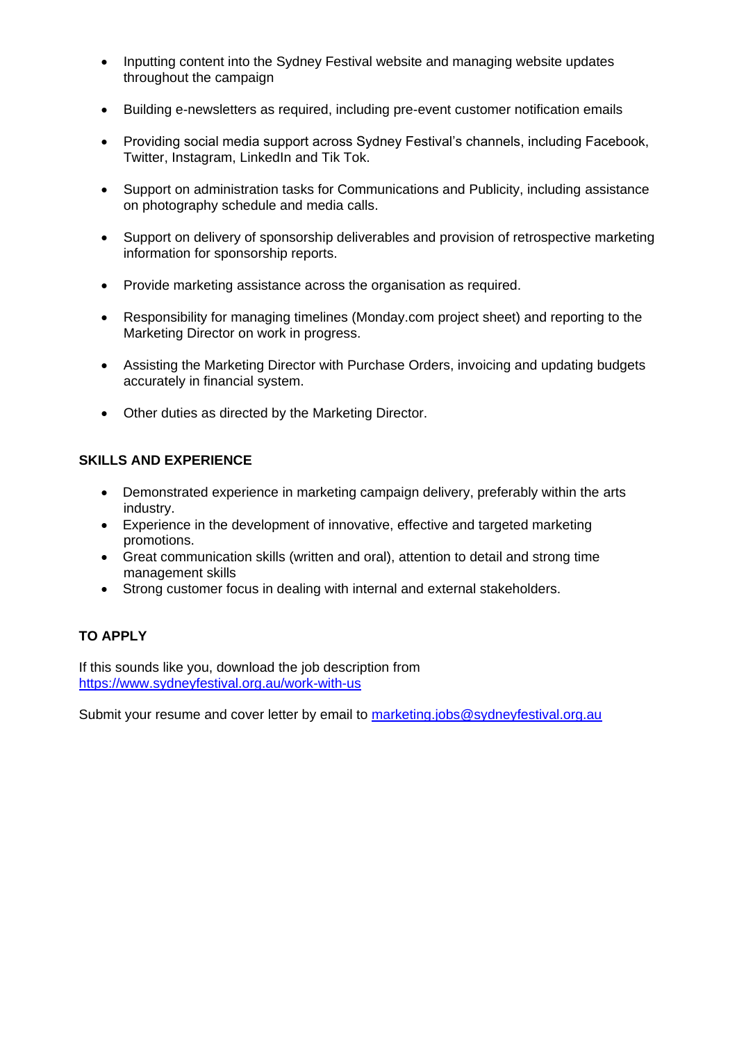- Inputting content into the Sydney Festival website and managing website updates throughout the campaign

- Building e-newsletters as required, including pre-event customer notification emails

- Providing social media support across Sydney Festival's channels, including Facebook, Twitter, Instagram, LinkedIn and Tik Tok.

- Support on administration tasks for Communications and Publicity, including assistance on photography schedule and media calls.

- Support on delivery of sponsorship deliverables and provision of retrospective marketing information for sponsorship reports.

- Provide marketing assistance across the organisation as required.

- Responsibility for managing timelines (Monday.com project sheet) and reporting to the Marketing Director on work in progress.

- Assisting the Marketing Director with Purchase Orders, invoicing and updating budgets accurately in financial system.

- Other duties as directed by the Marketing Director.

**SKILLS AND EXPERIENCE**

- Demonstrated experience in marketing campaign delivery, preferably within the arts industry.
- Experience in the development of innovative, effective and targeted marketing promotions.
- Great communication skills (written and oral), attention to detail and strong time management skills
- Strong customer focus in dealing with internal and external stakeholders.

**TO APPLY**

If this sounds like you, download the job description from [https://www.sydneyfestival.org.au/work-with-us](https://www.sydneyfestival.org.au/work-with-us)

Submit your resume and cover letter by email to [marketing.jobs@sydneyfestival.org.au](mailto:marketing.jobs@sydneyfestival.org.au)